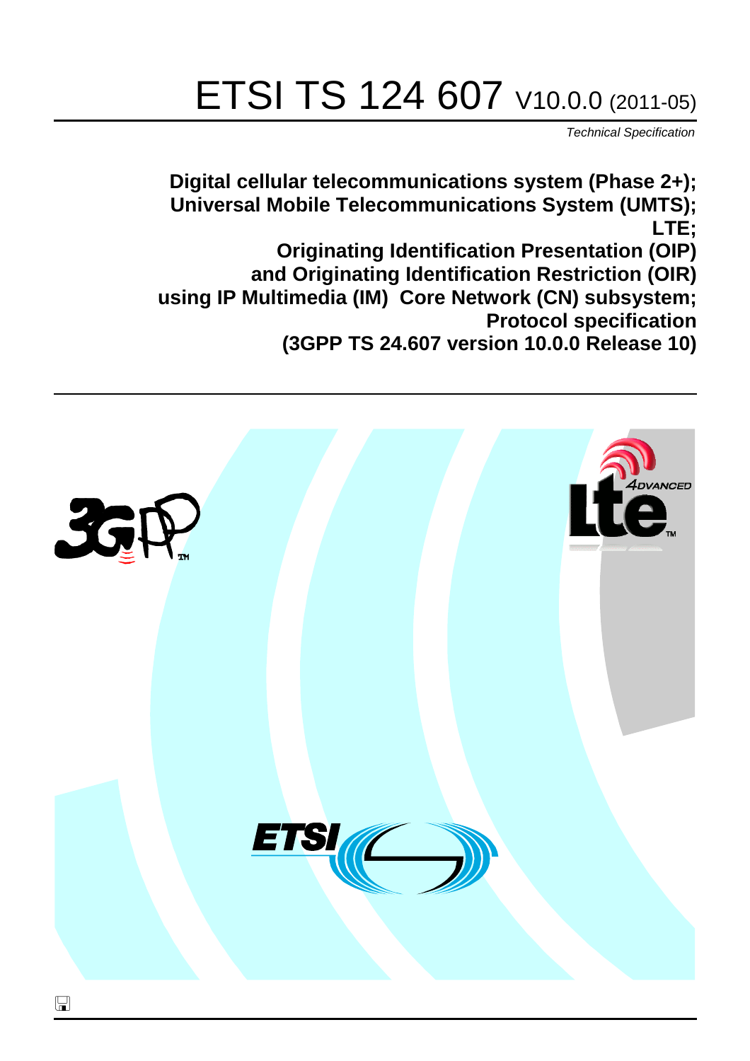# ETSI TS 124 607 V10.0.0 (2011-05)

*Technical Specification*

**Digital cellular telecommunications system (Phase 2+);
Universal Mobile Telecommunications System (UMTS);
LTE;
Originating Identification Presentation (OIP)
and Originating Identification Restriction (OIR)
using IP Multimedia (IM) Core Network (CN) subsystem;
Protocol specification
(3GPP TS 24.607 version 10.0.0 Release 10)**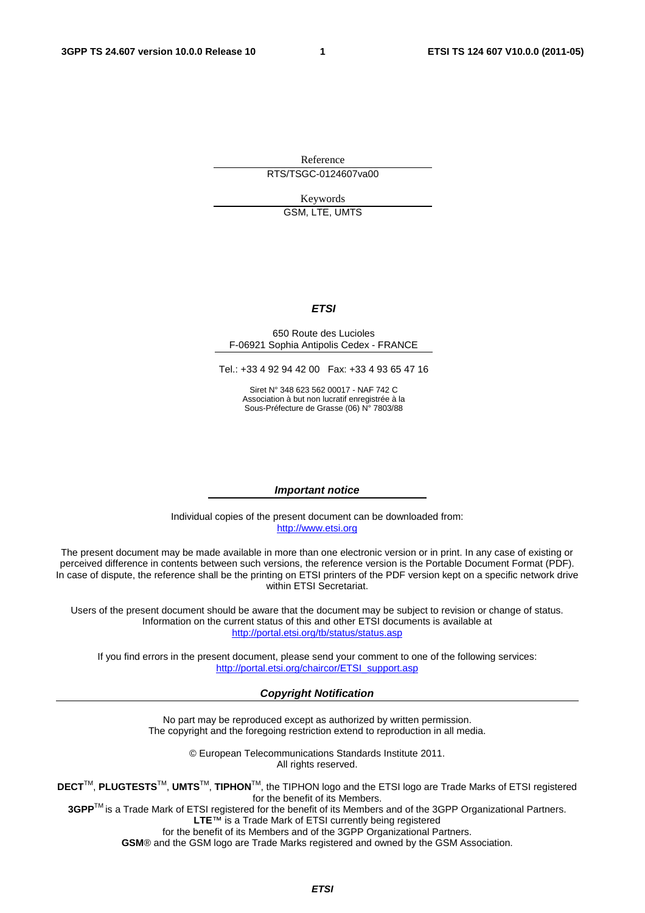Reference

RTS/TSGC-0124607va00

Keywords

GSM, LTE, UMTS

***ETSI***

650 Route des Lucioles
F-06921 Sophia Antipolis Cedex - FRANCE

Tel.: +33 4 92 94 42 00 Fax: +33 4 93 65 47 16

Siret N° 348 623 562 00017 - NAF 742 C
Association à but non lucratif enregistrée à la
Sous-Préfecture de Grasse (06) N° 7803/88

***Important notice***

Individual copies of the present document can be downloaded from:
http://www.etsi.org

The present document may be made available in more than one electronic version or in print. In any case of existing or perceived difference in contents between such versions, the reference version is the Portable Document Format (PDF). In case of dispute, the reference shall be the printing on ETSI printers of the PDF version kept on a specific network drive within ETSI Secretariat.

Users of the present document should be aware that the document may be subject to revision or change of status. Information on the current status of this and other ETSI documents is available at
http://portal.etsi.org/tb/status/status.asp

If you find errors in the present document, please send your comment to one of the following services:
http://portal.etsi.org/chaircor/ETSI_support.asp

***Copyright Notification***

No part may be reproduced except as authorized by written permission.
The copyright and the foregoing restriction extend to reproduction in all media.

© European Telecommunications Standards Institute 2011.
All rights reserved.

**DECT**TM, **PLUGTESTS**TM, **UMTS**TM, **TIPHON**TM, the TIPHON logo and the ETSI logo are Trade Marks of ETSI registered for the benefit of its Members.
**3GPP**TM is a Trade Mark of ETSI registered for the benefit of its Members and of the 3GPP Organizational Partners.
**LTE**™ is a Trade Mark of ETSI currently being registered
for the benefit of its Members and of the 3GPP Organizational Partners.
**GSM**® and the GSM logo are Trade Marks registered and owned by the GSM Association.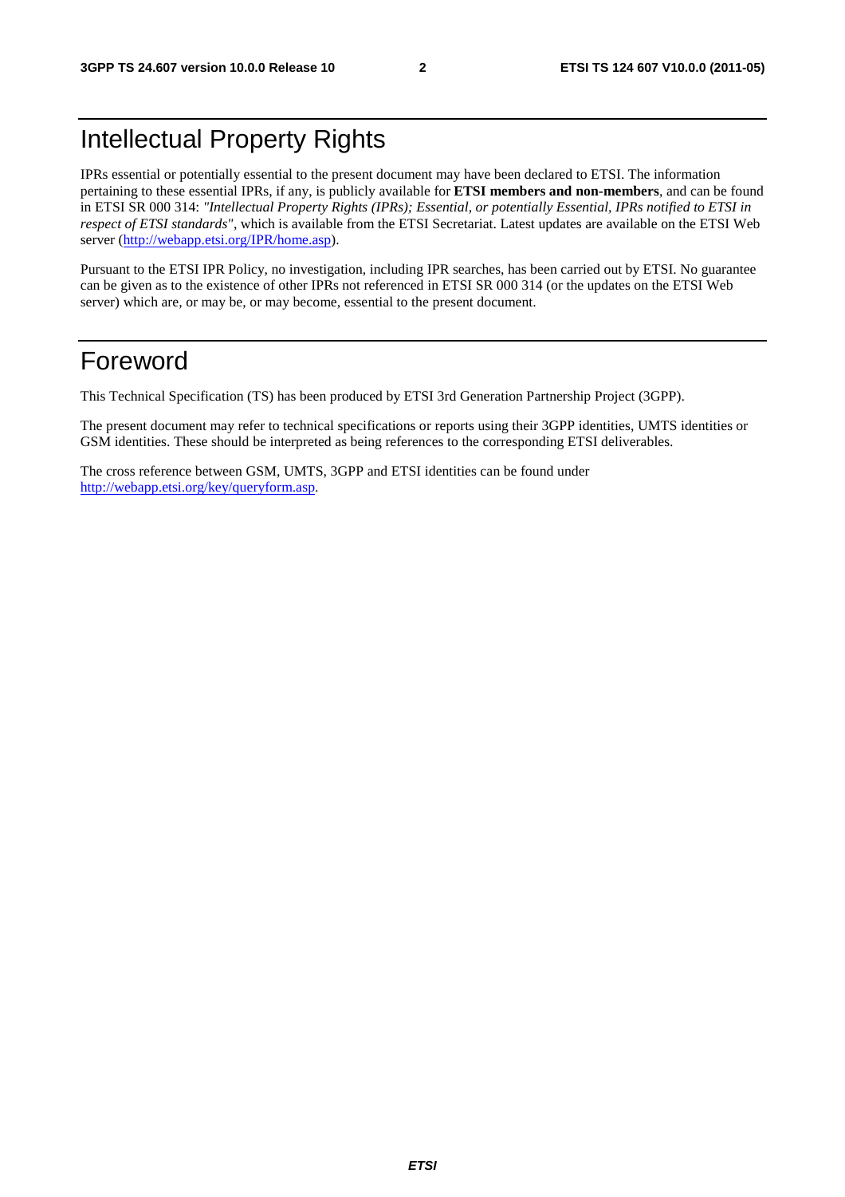# Intellectual Property Rights

IPRs essential or potentially essential to the present document may have been declared to ETSI. The information pertaining to these essential IPRs, if any, is publicly available for **ETSI members and non-members**, and can be found in ETSI SR 000 314: *"Intellectual Property Rights (IPRs); Essential, or potentially Essential, IPRs notified to ETSI in respect of ETSI standards"*, which is available from the ETSI Secretariat. Latest updates are available on the ETSI Web server (http://webapp.etsi.org/IPR/home.asp).

Pursuant to the ETSI IPR Policy, no investigation, including IPR searches, has been carried out by ETSI. No guarantee can be given as to the existence of other IPRs not referenced in ETSI SR 000 314 (or the updates on the ETSI Web server) which are, or may be, or may become, essential to the present document.

# Foreword

This Technical Specification (TS) has been produced by ETSI 3rd Generation Partnership Project (3GPP).

The present document may refer to technical specifications or reports using their 3GPP identities, UMTS identities or GSM identities. These should be interpreted as being references to the corresponding ETSI deliverables.

The cross reference between GSM, UMTS, 3GPP and ETSI identities can be found under http://webapp.etsi.org/key/queryform.asp.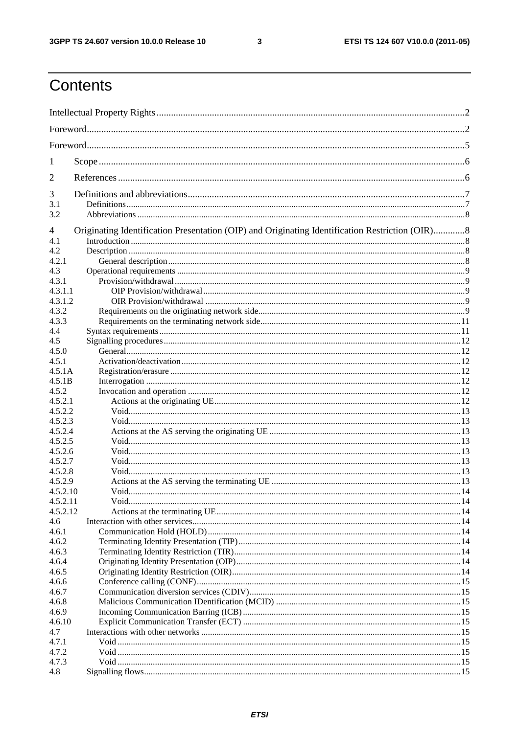# Contents

Intellectual Property Rights ........................................................................................................................2

Foreword.....................................................................................................................................................2

Foreword.....................................................................................................................................................5

1 Scope .......................................................................................................................................................6

2 References ...............................................................................................................................................6

3 Definitions and abbreviations..................................................................................................................7

3.1 Definitions.......................................................................................................................................................7

3.2 Abbreviations .................................................................................................................................................8

4 Originating Identification Presentation (OIP) and Originating Identification Restriction (OIR).............8

4.1 Introduction .....................................................................................................................................................8

4.2 Description ......................................................................................................................................................8

4.2.1 General description...................................................................................................................................8

4.3 Operational requirements ................................................................................................................................9

4.3.1 Provision/withdrawal.................................................................................................................................9

4.3.1.1 OIP Provision/withdrawal......................................................................................................................9

4.3.1.2 OIR Provision/withdrawal .....................................................................................................................9

4.3.2 Requirements on the originating network side...........................................................................................9

4.3.3 Requirements on the terminating network side.........................................................................................11

4.4 Syntax requirements.......................................................................................................................................11

4.5 Signalling procedures.....................................................................................................................................12

4.5.0 General.....................................................................................................................................................12

4.5.1 Activation/deactivation............................................................................................................................12

4.5.1A Registration/erasure ................................................................................................................................12

4.5.1B Interrogation ............................................................................................................................................12

4.5.2 Invocation and operation .........................................................................................................................12

4.5.2.1 Actions at the originating UE..............................................................................................................12

4.5.2.2 Void......................................................................................................................................................13

4.5.2.3 Void......................................................................................................................................................13

4.5.2.4 Actions at the AS serving the originating UE .....................................................................................13

4.5.2.5 Void......................................................................................................................................................13

4.5.2.6 Void......................................................................................................................................................13

4.5.2.7 Void......................................................................................................................................................13

4.5.2.8 Void......................................................................................................................................................13

4.5.2.9 Actions at the AS serving the terminating UE ....................................................................................13

4.5.2.10 Void......................................................................................................................................................14

4.5.2.11 Void......................................................................................................................................................14

4.5.2.12 Actions at the terminating UE.............................................................................................................14

4.6 Interaction with other services........................................................................................................................14

4.6.1 Communication Hold (HOLD).................................................................................................................14

4.6.2 Terminating Identity Presentation (TIP)...................................................................................................14

4.6.3 Terminating Identity Restriction (TIR).....................................................................................................14

4.6.4 Originating Identity Presentation (OIP)....................................................................................................14

4.6.5 Originating Identity Restriction (OIR)......................................................................................................14

4.6.6 Conference calling (CONF)......................................................................................................................15

4.6.7 Communication diversion services (CDIV)..............................................................................................15

4.6.8 Malicious Communication IDentification (MCID) ..................................................................................15

4.6.9 Incoming Communication Barring (ICB).................................................................................................15

4.6.10 Explicit Communication Transfer (ECT) .................................................................................................15

4.7 Interactions with other networks ....................................................................................................................15

4.7.1 Void .........................................................................................................................................................15

4.7.2 Void .........................................................................................................................................................15

4.7.3 Void .........................................................................................................................................................15

4.8 Signalling flows..............................................................................................................................................15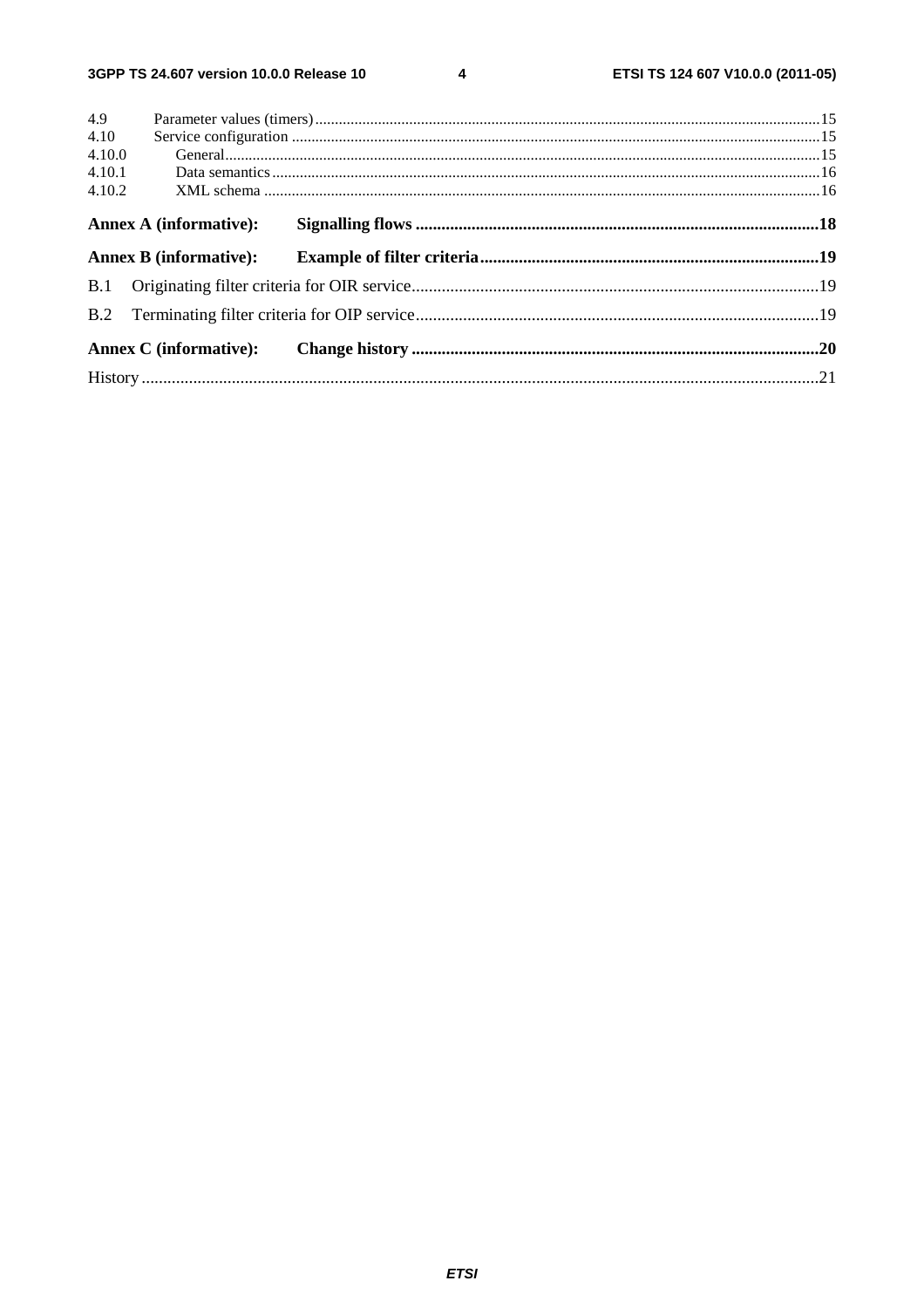4.9 Parameter values (timers) ... 15
4.10 Service configuration ... 15
4.10.0 General ... 15
4.10.1 Data semantics ... 16
4.10.2 XML schema ... 16

**Annex A (informative): Signalling flows ... 18**

**Annex B (informative): Example of filter criteria ... 19**

B.1 Originating filter criteria for OIR service ... 19

B.2 Terminating filter criteria for OIP service ... 19

**Annex C (informative): Change history ... 20**

History ... 21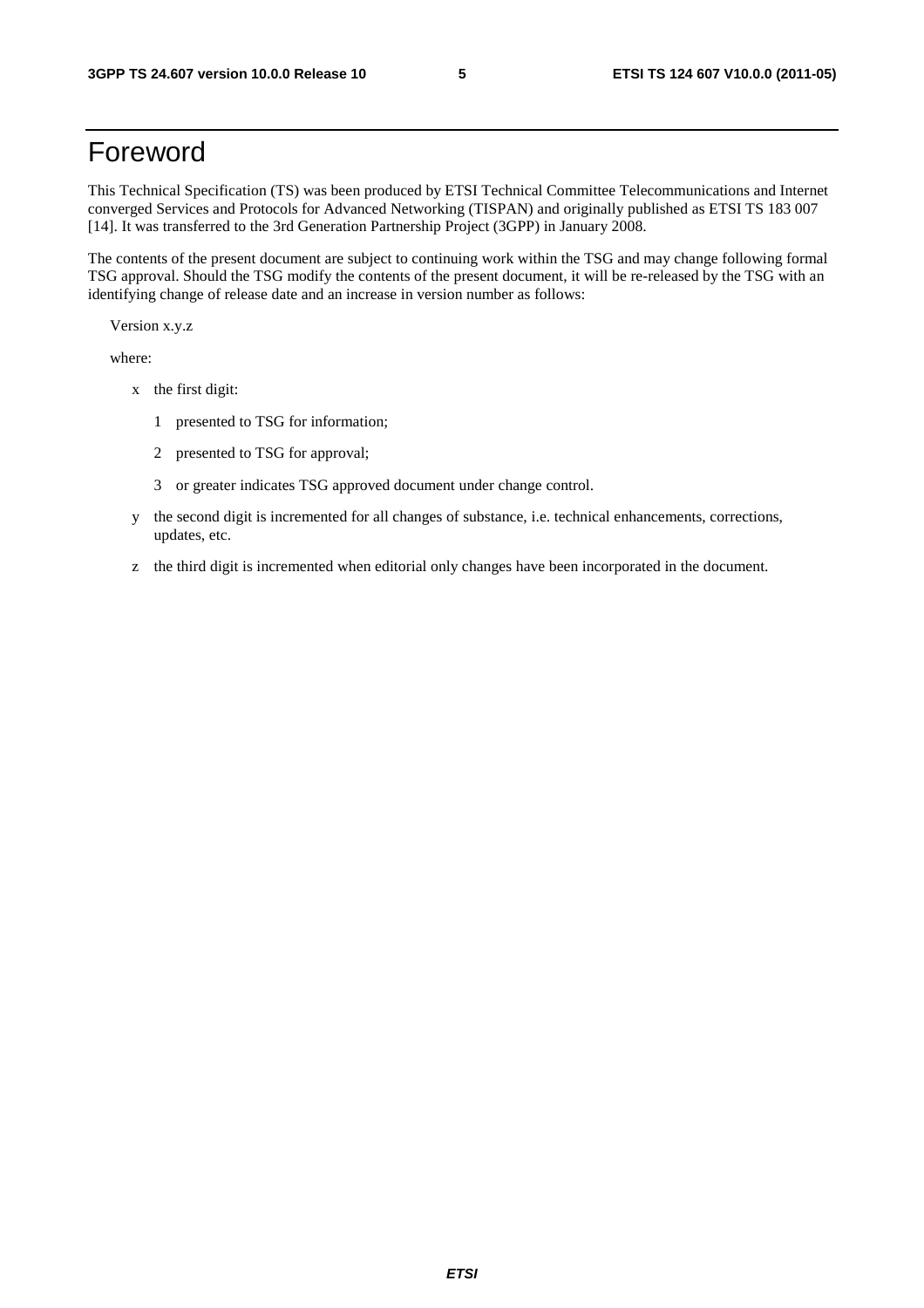# Foreword

This Technical Specification (TS) was been produced by ETSI Technical Committee Telecommunications and Internet converged Services and Protocols for Advanced Networking (TISPAN) and originally published as ETSI TS 183 007 [14]. It was transferred to the 3rd Generation Partnership Project (3GPP) in January 2008.

The contents of the present document are subject to continuing work within the TSG and may change following formal TSG approval. Should the TSG modify the contents of the present document, it will be re-released by the TSG with an identifying change of release date and an increase in version number as follows:

Version x.y.z

where:

- x the first digit:
  - 1 presented to TSG for information;
  - 2 presented to TSG for approval;
  - 3 or greater indicates TSG approved document under change control.
- y the second digit is incremented for all changes of substance, i.e. technical enhancements, corrections, updates, etc.
- z the third digit is incremented when editorial only changes have been incorporated in the document.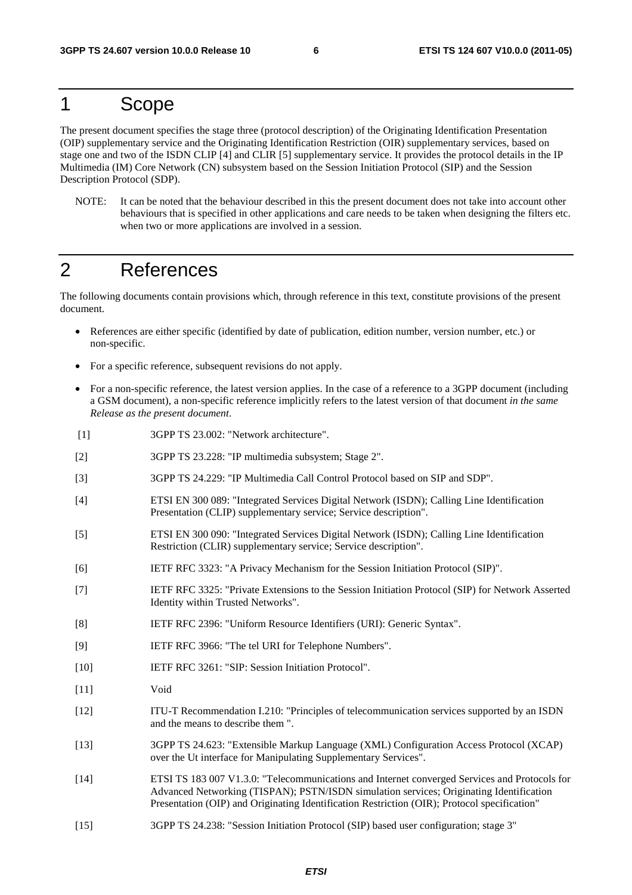# 1 Scope

The present document specifies the stage three (protocol description) of the Originating Identification Presentation (OIP) supplementary service and the Originating Identification Restriction (OIR) supplementary services, based on stage one and two of the ISDN CLIP [4] and CLIR [5] supplementary service. It provides the protocol details in the IP Multimedia (IM) Core Network (CN) subsystem based on the Session Initiation Protocol (SIP) and the Session Description Protocol (SDP).

NOTE: It can be noted that the behaviour described in this the present document does not take into account other behaviours that is specified in other applications and care needs to be taken when designing the filters etc. when two or more applications are involved in a session.

# 2 References

The following documents contain provisions which, through reference in this text, constitute provisions of the present document.

- References are either specific (identified by date of publication, edition number, version number, etc.) or non-specific.
- For a specific reference, subsequent revisions do not apply.
- For a non-specific reference, the latest version applies. In the case of a reference to a 3GPP document (including a GSM document), a non-specific reference implicitly refers to the latest version of that document *in the same Release as the present document*.

[1] 3GPP TS 23.002: "Network architecture".

[2] 3GPP TS 23.228: "IP multimedia subsystem; Stage 2".

[3] 3GPP TS 24.229: "IP Multimedia Call Control Protocol based on SIP and SDP".

[4] ETSI EN 300 089: "Integrated Services Digital Network (ISDN); Calling Line Identification Presentation (CLIP) supplementary service; Service description".

[5] ETSI EN 300 090: "Integrated Services Digital Network (ISDN); Calling Line Identification Restriction (CLIR) supplementary service; Service description".

[6] IETF RFC 3323: "A Privacy Mechanism for the Session Initiation Protocol (SIP)".

[7] IETF RFC 3325: "Private Extensions to the Session Initiation Protocol (SIP) for Network Asserted Identity within Trusted Networks".

[8] IETF RFC 2396: "Uniform Resource Identifiers (URI): Generic Syntax".

[9] IETF RFC 3966: "The tel URI for Telephone Numbers".

[10] IETF RFC 3261: "SIP: Session Initiation Protocol".

[11] Void

[12] ITU-T Recommendation I.210: "Principles of telecommunication services supported by an ISDN and the means to describe them ".

[13] 3GPP TS 24.623: "Extensible Markup Language (XML) Configuration Access Protocol (XCAP) over the Ut interface for Manipulating Supplementary Services".

[14] ETSI TS 183 007 V1.3.0: "Telecommunications and Internet converged Services and Protocols for Advanced Networking (TISPAN); PSTN/ISDN simulation services; Originating Identification Presentation (OIP) and Originating Identification Restriction (OIR); Protocol specification"

[15] 3GPP TS 24.238: "Session Initiation Protocol (SIP) based user configuration; stage 3"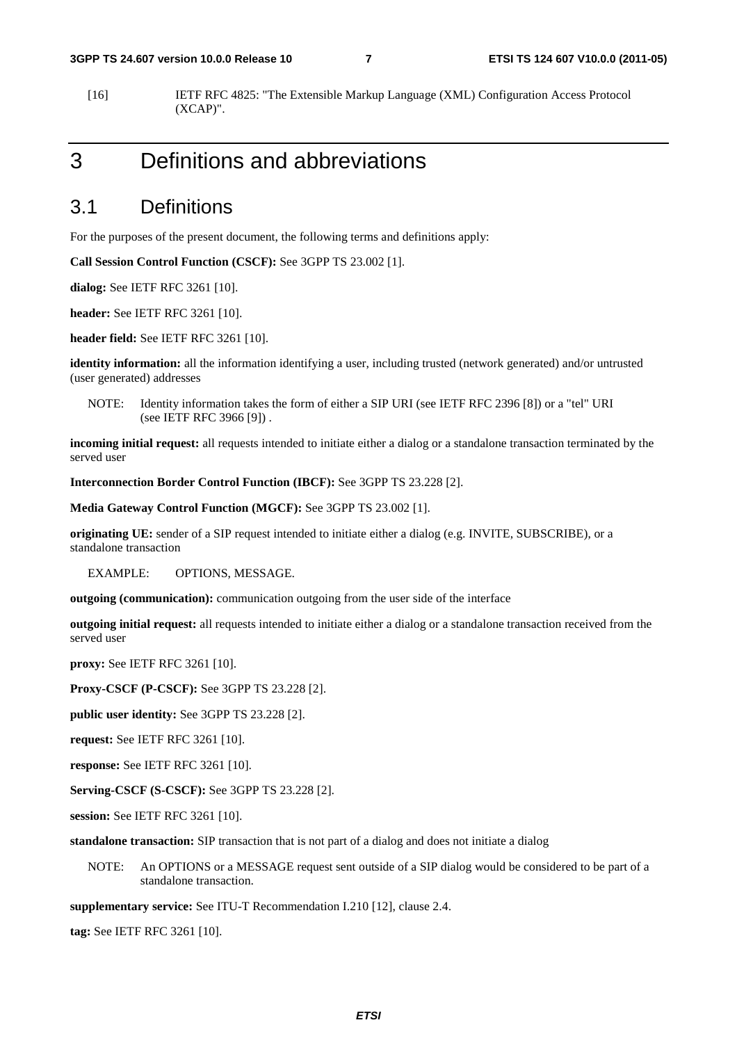[16] IETF RFC 4825: "The Extensible Markup Language (XML) Configuration Access Protocol (XCAP)".

# 3 Definitions and abbreviations

## 3.1 Definitions

For the purposes of the present document, the following terms and definitions apply:

**Call Session Control Function (CSCF):** See 3GPP TS 23.002 [1].

**dialog:** See IETF RFC 3261 [10].

**header:** See IETF RFC 3261 [10].

**header field:** See IETF RFC 3261 [10].

**identity information:** all the information identifying a user, including trusted (network generated) and/or untrusted (user generated) addresses

NOTE: Identity information takes the form of either a SIP URI (see IETF RFC 2396 [8]) or a "tel" URI (see IETF RFC 3966 [9]) .

**incoming initial request:** all requests intended to initiate either a dialog or a standalone transaction terminated by the served user

**Interconnection Border Control Function (IBCF):** See 3GPP TS 23.228 [2].

**Media Gateway Control Function (MGCF):** See 3GPP TS 23.002 [1].

**originating UE:** sender of a SIP request intended to initiate either a dialog (e.g. INVITE, SUBSCRIBE), or a standalone transaction

EXAMPLE: OPTIONS, MESSAGE.

**outgoing (communication):** communication outgoing from the user side of the interface

**outgoing initial request:** all requests intended to initiate either a dialog or a standalone transaction received from the served user

**proxy:** See IETF RFC 3261 [10].

**Proxy-CSCF (P-CSCF):** See 3GPP TS 23.228 [2].

**public user identity:** See 3GPP TS 23.228 [2].

**request:** See IETF RFC 3261 [10].

**response:** See IETF RFC 3261 [10].

**Serving-CSCF (S-CSCF):** See 3GPP TS 23.228 [2].

**session:** See IETF RFC 3261 [10].

**standalone transaction:** SIP transaction that is not part of a dialog and does not initiate a dialog

NOTE: An OPTIONS or a MESSAGE request sent outside of a SIP dialog would be considered to be part of a standalone transaction.

**supplementary service:** See ITU-T Recommendation I.210 [12], clause 2.4.

**tag:** See IETF RFC 3261 [10].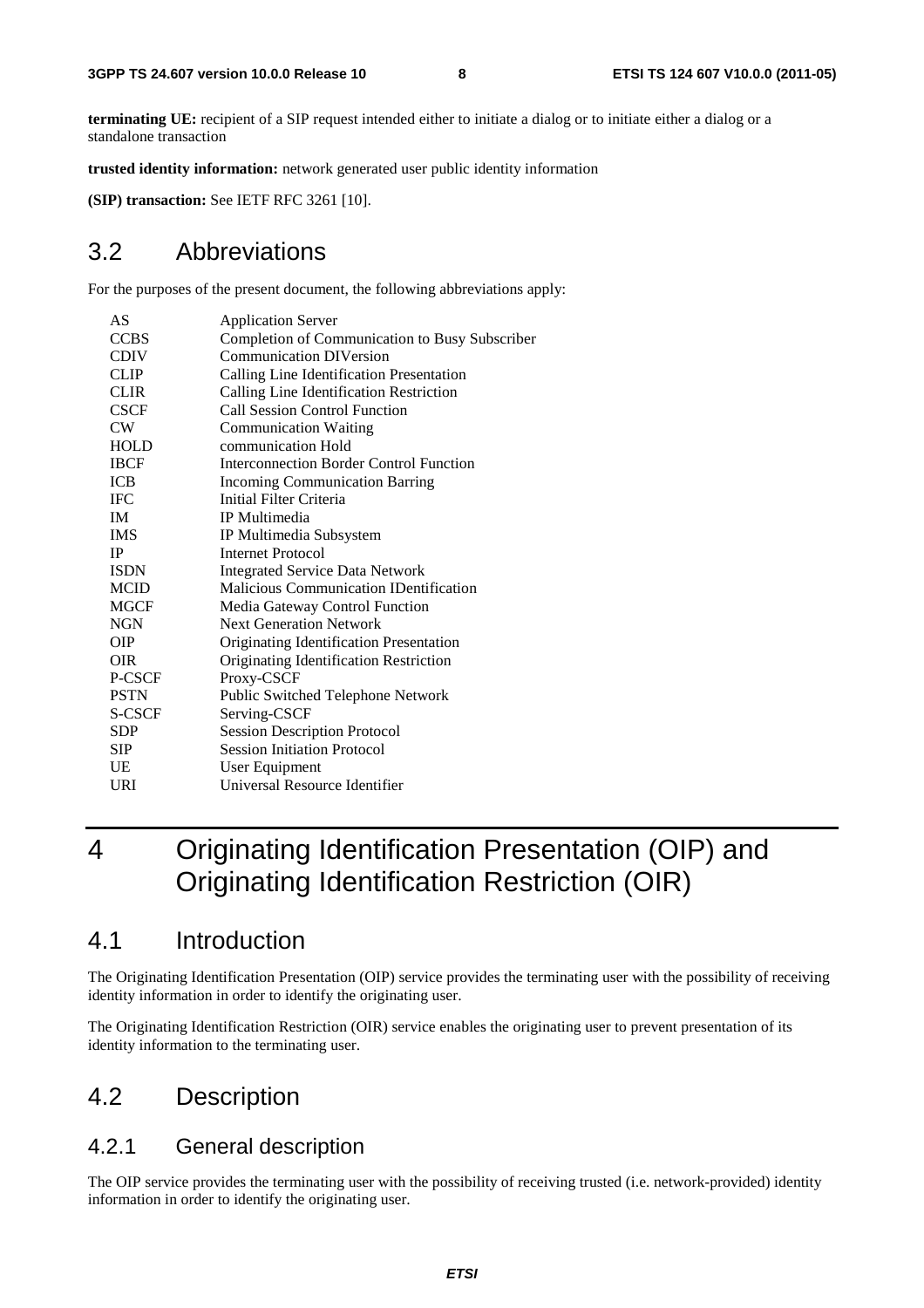**terminating UE:** recipient of a SIP request intended either to initiate a dialog or to initiate either a dialog or a standalone transaction

**trusted identity information:** network generated user public identity information

**(SIP) transaction:** See IETF RFC 3261 [10].

## 3.2 Abbreviations

For the purposes of the present document, the following abbreviations apply:

| | |
|---|---|
| AS | Application Server |
| CCBS | Completion of Communication to Busy Subscriber |
| CDIV | Communication DIVersion |
| CLIP | Calling Line Identification Presentation |
| CLIR | Calling Line Identification Restriction |
| CSCF | Call Session Control Function |
| CW | Communication Waiting |
| HOLD | communication Hold |
| IBCF | Interconnection Border Control Function |
| ICB | Incoming Communication Barring |
| IFC | Initial Filter Criteria |
| IM | IP Multimedia |
| IMS | IP Multimedia Subsystem |
| IP | Internet Protocol |
| ISDN | Integrated Service Data Network |
| MCID | Malicious Communication IDentification |
| MGCF | Media Gateway Control Function |
| NGN | Next Generation Network |
| OIP | Originating Identification Presentation |
| OIR | Originating Identification Restriction |
| P-CSCF | Proxy-CSCF |
| PSTN | Public Switched Telephone Network |
| S-CSCF | Serving-CSCF |
| SDP | Session Description Protocol |
| SIP | Session Initiation Protocol |
| UE | User Equipment |
| URI | Universal Resource Identifier |

# 4 Originating Identification Presentation (OIP) and Originating Identification Restriction (OIR)

## 4.1 Introduction

The Originating Identification Presentation (OIP) service provides the terminating user with the possibility of receiving identity information in order to identify the originating user.

The Originating Identification Restriction (OIR) service enables the originating user to prevent presentation of its identity information to the terminating user.

## 4.2 Description

### 4.2.1 General description

The OIP service provides the terminating user with the possibility of receiving trusted (i.e. network-provided) identity information in order to identify the originating user.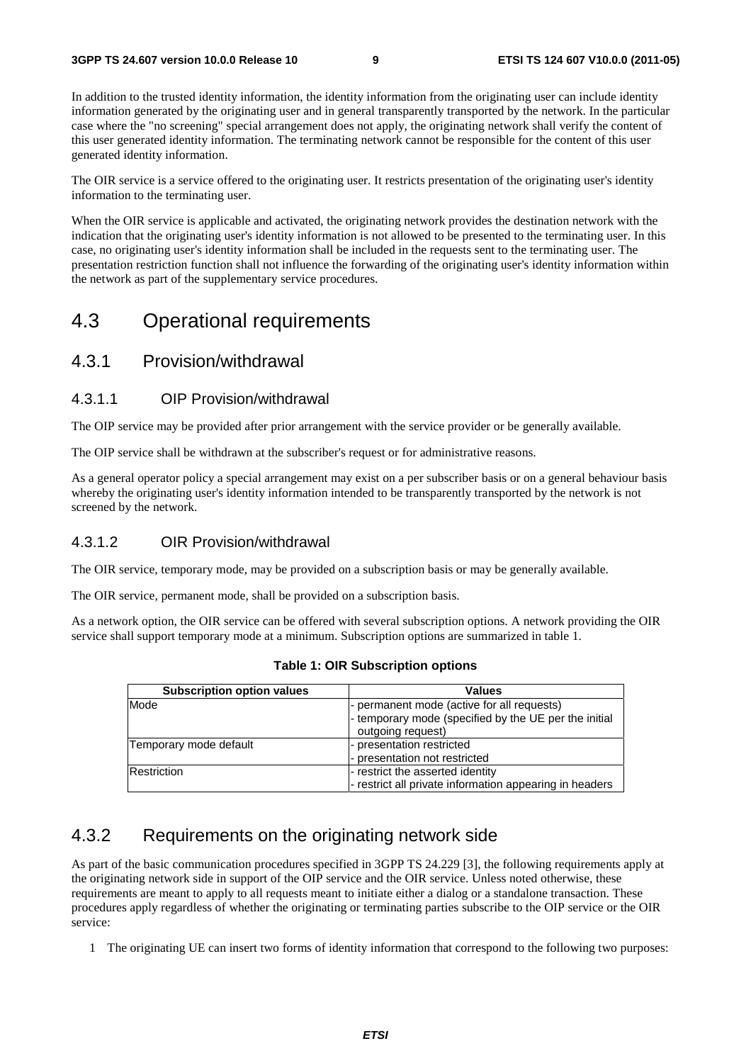In addition to the trusted identity information, the identity information from the originating user can include identity information generated by the originating user and in general transparently transported by the network. In the particular case where the "no screening" special arrangement does not apply, the originating network shall verify the content of this user generated identity information. The terminating network cannot be responsible for the content of this user generated identity information.

The OIR service is a service offered to the originating user. It restricts presentation of the originating user's identity information to the terminating user.

When the OIR service is applicable and activated, the originating network provides the destination network with the indication that the originating user's identity information is not allowed to be presented to the terminating user. In this case, no originating user's identity information shall be included in the requests sent to the terminating user. The presentation restriction function shall not influence the forwarding of the originating user's identity information within the network as part of the supplementary service procedures.

# 4.3 Operational requirements

## 4.3.1 Provision/withdrawal

### 4.3.1.1 OIP Provision/withdrawal

The OIP service may be provided after prior arrangement with the service provider or be generally available.

The OIP service shall be withdrawn at the subscriber's request or for administrative reasons.

As a general operator policy a special arrangement may exist on a per subscriber basis or on a general behaviour basis whereby the originating user's identity information intended to be transparently transported by the network is not screened by the network.

### 4.3.1.2 OIR Provision/withdrawal

The OIR service, temporary mode, may be provided on a subscription basis or may be generally available.

The OIR service, permanent mode, shall be provided on a subscription basis.

As a network option, the OIR service can be offered with several subscription options. A network providing the OIR service shall support temporary mode at a minimum. Subscription options are summarized in table 1.

**Table 1: OIR Subscription options**

| Subscription option values | Values |
|---|---|
| Mode | - permanent mode (active for all requests)<br>- temporary mode (specified by the UE per the initial outgoing request) |
| Temporary mode default | - presentation restricted<br>- presentation not restricted |
| Restriction | - restrict the asserted identity<br>- restrict all private information appearing in headers |

## 4.3.2 Requirements on the originating network side

As part of the basic communication procedures specified in 3GPP TS 24.229 [3], the following requirements apply at the originating network side in support of the OIP service and the OIR service. Unless noted otherwise, these requirements are meant to apply to all requests meant to initiate either a dialog or a standalone transaction. These procedures apply regardless of whether the originating or terminating parties subscribe to the OIP service or the OIR service:

1 The originating UE can insert two forms of identity information that correspond to the following two purposes: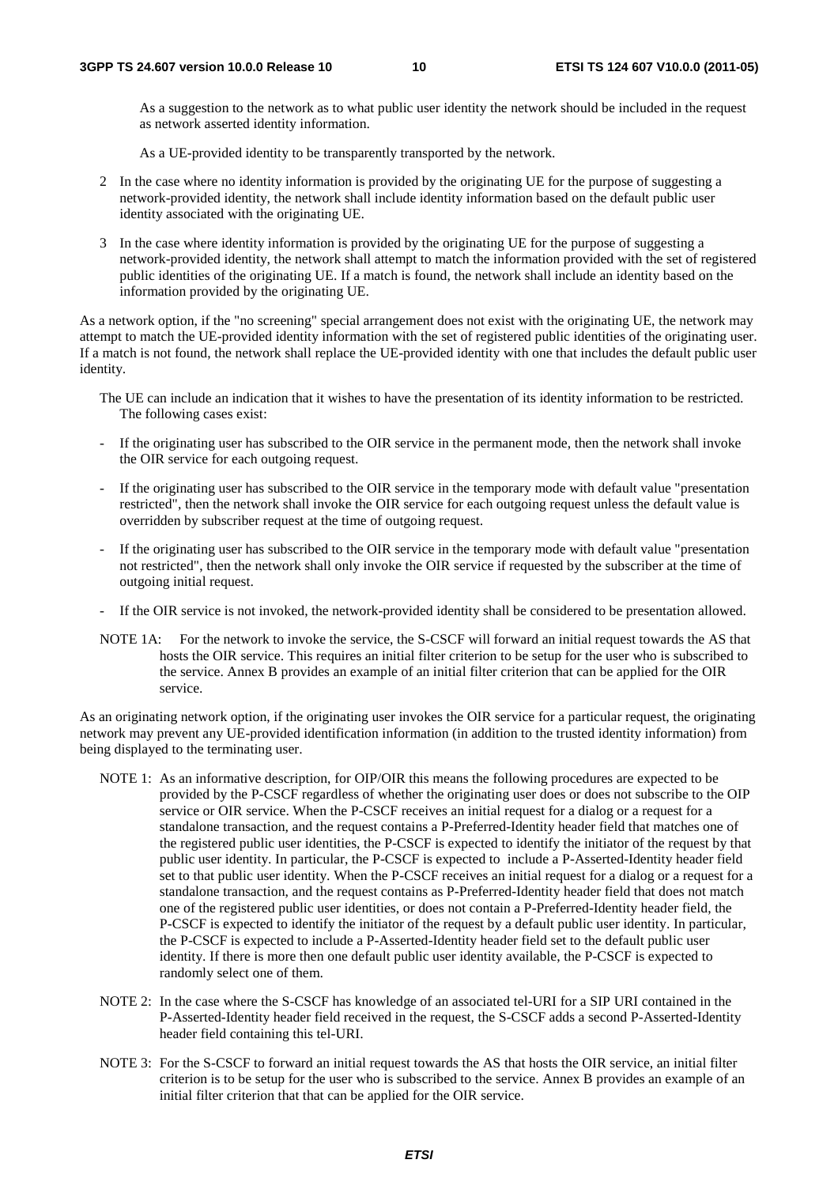As a suggestion to the network as to what public user identity the network should be included in the request as network asserted identity information.

As a UE-provided identity to be transparently transported by the network.

2 In the case where no identity information is provided by the originating UE for the purpose of suggesting a network-provided identity, the network shall include identity information based on the default public user identity associated with the originating UE.

3 In the case where identity information is provided by the originating UE for the purpose of suggesting a network-provided identity, the network shall attempt to match the information provided with the set of registered public identities of the originating UE. If a match is found, the network shall include an identity based on the information provided by the originating UE.

As a network option, if the "no screening" special arrangement does not exist with the originating UE, the network may attempt to match the UE-provided identity information with the set of registered public identities of the originating user. If a match is not found, the network shall replace the UE-provided identity with one that includes the default public user identity.

The UE can include an indication that it wishes to have the presentation of its identity information to be restricted. The following cases exist:

- If the originating user has subscribed to the OIR service in the permanent mode, then the network shall invoke the OIR service for each outgoing request.
- If the originating user has subscribed to the OIR service in the temporary mode with default value "presentation restricted", then the network shall invoke the OIR service for each outgoing request unless the default value is overridden by subscriber request at the time of outgoing request.
- If the originating user has subscribed to the OIR service in the temporary mode with default value "presentation not restricted", then the network shall only invoke the OIR service if requested by the subscriber at the time of outgoing initial request.
- If the OIR service is not invoked, the network-provided identity shall be considered to be presentation allowed.

NOTE 1A: For the network to invoke the service, the S-CSCF will forward an initial request towards the AS that hosts the OIR service. This requires an initial filter criterion to be setup for the user who is subscribed to the service. Annex B provides an example of an initial filter criterion that can be applied for the OIR service.

As an originating network option, if the originating user invokes the OIR service for a particular request, the originating network may prevent any UE-provided identification information (in addition to the trusted identity information) from being displayed to the terminating user.

NOTE 1: As an informative description, for OIP/OIR this means the following procedures are expected to be provided by the P-CSCF regardless of whether the originating user does or does not subscribe to the OIP service or OIR service. When the P-CSCF receives an initial request for a dialog or a request for a standalone transaction, and the request contains a P-Preferred-Identity header field that matches one of the registered public user identities, the P-CSCF is expected to identify the initiator of the request by that public user identity. In particular, the P-CSCF is expected to include a P-Asserted-Identity header field set to that public user identity. When the P-CSCF receives an initial request for a dialog or a request for a standalone transaction, and the request contains as P-Preferred-Identity header field that does not match one of the registered public user identities, or does not contain a P-Preferred-Identity header field, the P-CSCF is expected to identify the initiator of the request by a default public user identity. In particular, the P-CSCF is expected to include a P-Asserted-Identity header field set to the default public user identity. If there is more then one default public user identity available, the P-CSCF is expected to randomly select one of them.

NOTE 2: In the case where the S-CSCF has knowledge of an associated tel-URI for a SIP URI contained in the P-Asserted-Identity header field received in the request, the S-CSCF adds a second P-Asserted-Identity header field containing this tel-URI.

NOTE 3: For the S-CSCF to forward an initial request towards the AS that hosts the OIR service, an initial filter criterion is to be setup for the user who is subscribed to the service. Annex B provides an example of an initial filter criterion that that can be applied for the OIR service.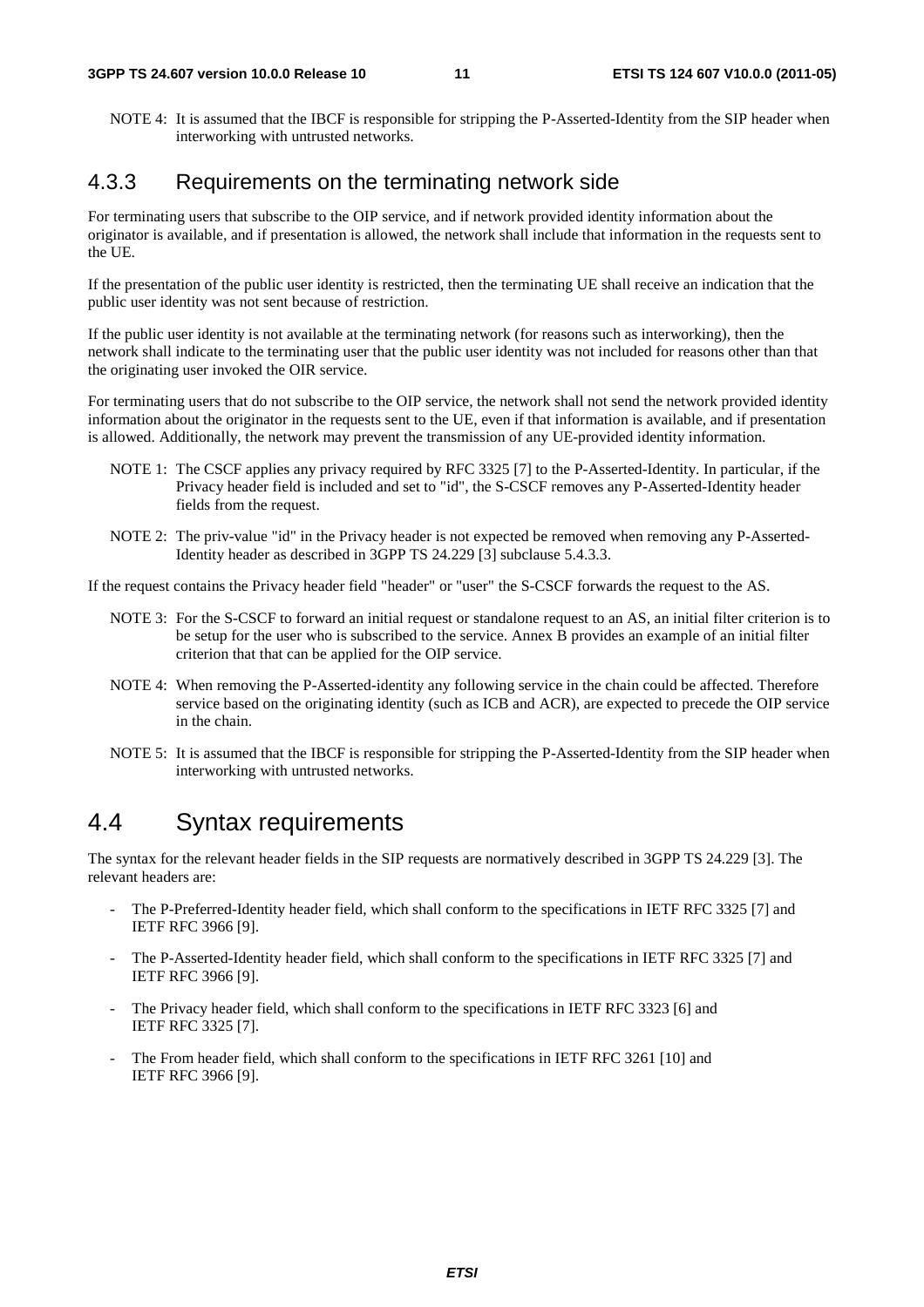NOTE 4: It is assumed that the IBCF is responsible for stripping the P-Asserted-Identity from the SIP header when interworking with untrusted networks.

### 4.3.3 Requirements on the terminating network side

For terminating users that subscribe to the OIP service, and if network provided identity information about the originator is available, and if presentation is allowed, the network shall include that information in the requests sent to the UE.

If the presentation of the public user identity is restricted, then the terminating UE shall receive an indication that the public user identity was not sent because of restriction.

If the public user identity is not available at the terminating network (for reasons such as interworking), then the network shall indicate to the terminating user that the public user identity was not included for reasons other than that the originating user invoked the OIR service.

For terminating users that do not subscribe to the OIP service, the network shall not send the network provided identity information about the originator in the requests sent to the UE, even if that information is available, and if presentation is allowed. Additionally, the network may prevent the transmission of any UE-provided identity information.

NOTE 1: The CSCF applies any privacy required by RFC 3325 [7] to the P-Asserted-Identity. In particular, if the Privacy header field is included and set to "id", the S-CSCF removes any P-Asserted-Identity header fields from the request.

NOTE 2: The priv-value "id" in the Privacy header is not expected be removed when removing any P-Asserted-Identity header as described in 3GPP TS 24.229 [3] subclause 5.4.3.3.

If the request contains the Privacy header field "header" or "user" the S-CSCF forwards the request to the AS.

NOTE 3: For the S-CSCF to forward an initial request or standalone request to an AS, an initial filter criterion is to be setup for the user who is subscribed to the service. Annex B provides an example of an initial filter criterion that that can be applied for the OIP service.

NOTE 4: When removing the P-Asserted-identity any following service in the chain could be affected. Therefore service based on the originating identity (such as ICB and ACR), are expected to precede the OIP service in the chain.

NOTE 5: It is assumed that the IBCF is responsible for stripping the P-Asserted-Identity from the SIP header when interworking with untrusted networks.

## 4.4 Syntax requirements

The syntax for the relevant header fields in the SIP requests are normatively described in 3GPP TS 24.229 [3]. The relevant headers are:

- The P-Preferred-Identity header field, which shall conform to the specifications in IETF RFC 3325 [7] and IETF RFC 3966 [9].
- The P-Asserted-Identity header field, which shall conform to the specifications in IETF RFC 3325 [7] and IETF RFC 3966 [9].
- The Privacy header field, which shall conform to the specifications in IETF RFC 3323 [6] and IETF RFC 3325 [7].
- The From header field, which shall conform to the specifications in IETF RFC 3261 [10] and IETF RFC 3966 [9].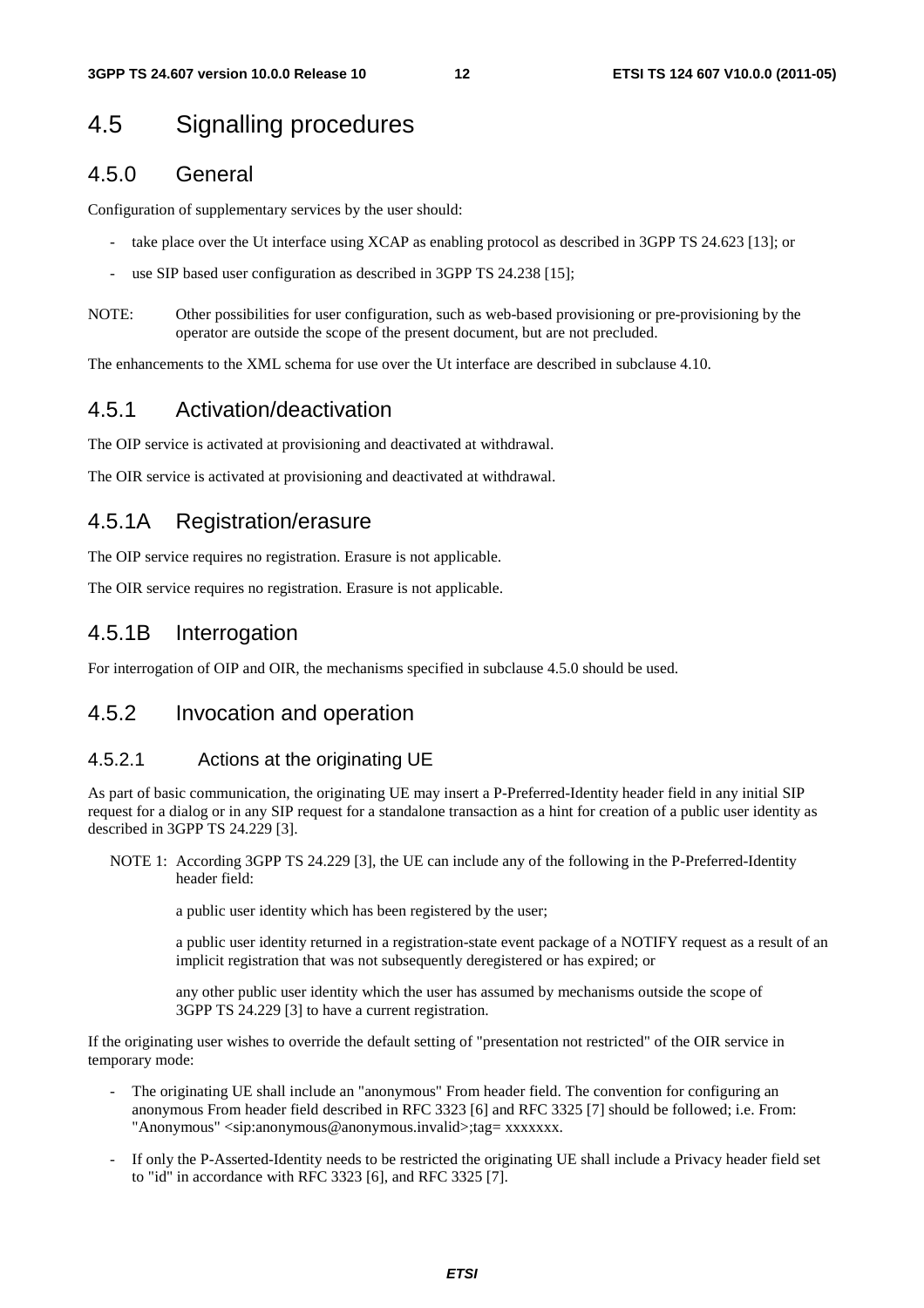# 4.5 Signalling procedures

## 4.5.0 General

Configuration of supplementary services by the user should:

- take place over the Ut interface using XCAP as enabling protocol as described in 3GPP TS 24.623 [13]; or
- use SIP based user configuration as described in 3GPP TS 24.238 [15];

NOTE: Other possibilities for user configuration, such as web-based provisioning or pre-provisioning by the operator are outside the scope of the present document, but are not precluded.

The enhancements to the XML schema for use over the Ut interface are described in subclause 4.10.

## 4.5.1 Activation/deactivation

The OIP service is activated at provisioning and deactivated at withdrawal.

The OIR service is activated at provisioning and deactivated at withdrawal.

## 4.5.1A Registration/erasure

The OIP service requires no registration. Erasure is not applicable.

The OIR service requires no registration. Erasure is not applicable.

## 4.5.1B Interrogation

For interrogation of OIP and OIR, the mechanisms specified in subclause 4.5.0 should be used.

## 4.5.2 Invocation and operation

### 4.5.2.1 Actions at the originating UE

As part of basic communication, the originating UE may insert a P-Preferred-Identity header field in any initial SIP request for a dialog or in any SIP request for a standalone transaction as a hint for creation of a public user identity as described in 3GPP TS 24.229 [3].

NOTE 1: According 3GPP TS 24.229 [3], the UE can include any of the following in the P-Preferred-Identity header field:

a public user identity which has been registered by the user;

a public user identity returned in a registration-state event package of a NOTIFY request as a result of an implicit registration that was not subsequently deregistered or has expired; or

any other public user identity which the user has assumed by mechanisms outside the scope of 3GPP TS 24.229 [3] to have a current registration.

If the originating user wishes to override the default setting of "presentation not restricted" of the OIR service in temporary mode:

- The originating UE shall include an "anonymous" From header field. The convention for configuring an anonymous From header field described in RFC 3323 [6] and RFC 3325 [7] should be followed; i.e. From: "Anonymous" <sip:anonymous@anonymous.invalid>;tag= xxxxxxx.
- If only the P-Asserted-Identity needs to be restricted the originating UE shall include a Privacy header field set to "id" in accordance with RFC 3323 [6], and RFC 3325 [7].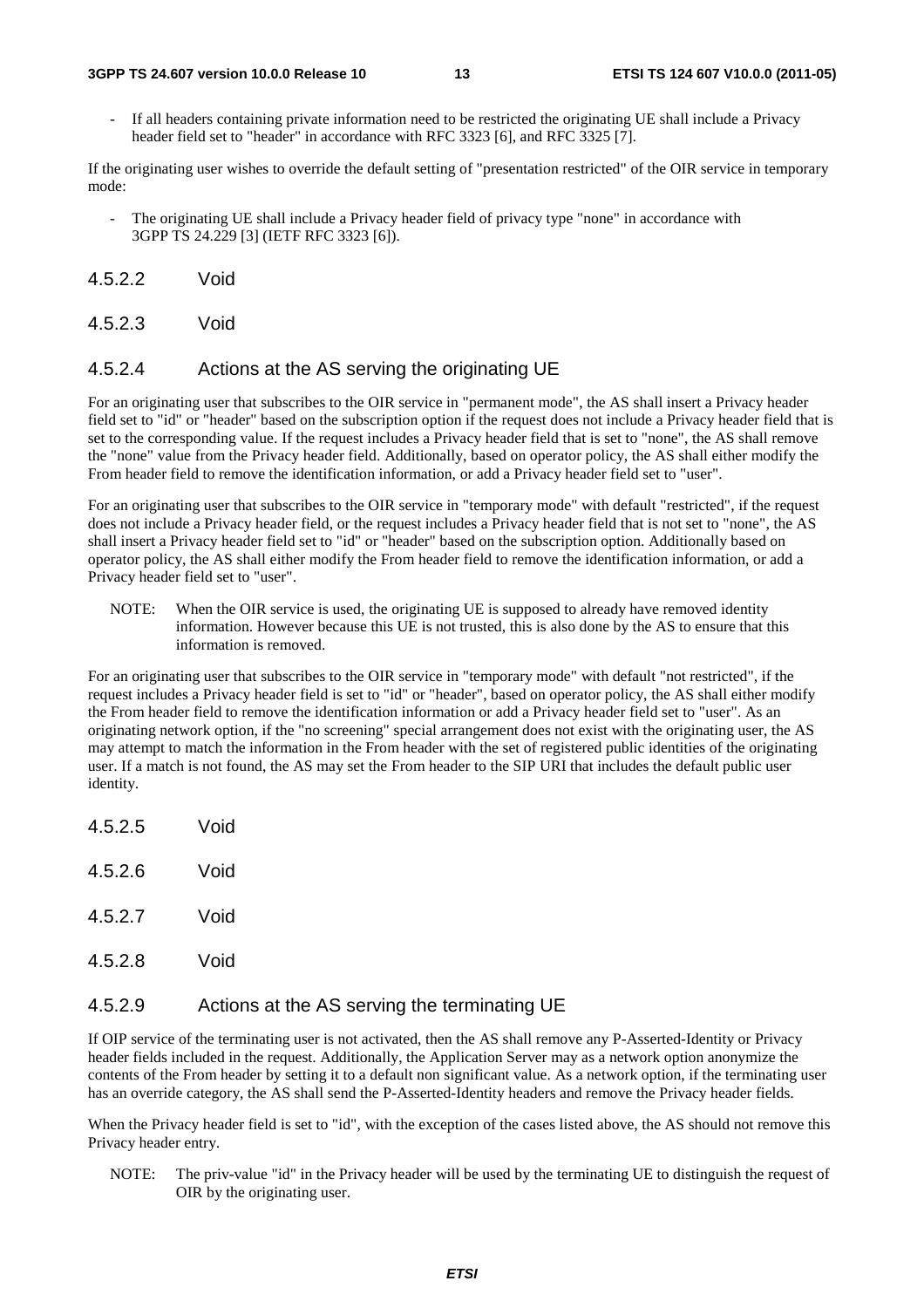- If all headers containing private information need to be restricted the originating UE shall include a Privacy header field set to "header" in accordance with RFC 3323 [6], and RFC 3325 [7].

If the originating user wishes to override the default setting of "presentation restricted" of the OIR service in temporary mode:

- The originating UE shall include a Privacy header field of privacy type "none" in accordance with 3GPP TS 24.229 [3] (IETF RFC 3323 [6]).

#### 4.5.2.2 Void

#### 4.5.2.3 Void

#### 4.5.2.4 Actions at the AS serving the originating UE

For an originating user that subscribes to the OIR service in "permanent mode", the AS shall insert a Privacy header field set to "id" or "header" based on the subscription option if the request does not include a Privacy header field that is set to the corresponding value. If the request includes a Privacy header field that is set to "none", the AS shall remove the "none" value from the Privacy header field. Additionally, based on operator policy, the AS shall either modify the From header field to remove the identification information, or add a Privacy header field set to "user".

For an originating user that subscribes to the OIR service in "temporary mode" with default "restricted", if the request does not include a Privacy header field, or the request includes a Privacy header field that is not set to "none", the AS shall insert a Privacy header field set to "id" or "header" based on the subscription option. Additionally based on operator policy, the AS shall either modify the From header field to remove the identification information, or add a Privacy header field set to "user".

NOTE: When the OIR service is used, the originating UE is supposed to already have removed identity information. However because this UE is not trusted, this is also done by the AS to ensure that this information is removed.

For an originating user that subscribes to the OIR service in "temporary mode" with default "not restricted", if the request includes a Privacy header field is set to "id" or "header", based on operator policy, the AS shall either modify the From header field to remove the identification information or add a Privacy header field set to "user". As an originating network option, if the "no screening" special arrangement does not exist with the originating user, the AS may attempt to match the information in the From header with the set of registered public identities of the originating user. If a match is not found, the AS may set the From header to the SIP URI that includes the default public user identity.

#### 4.5.2.5 Void

#### 4.5.2.6 Void

#### 4.5.2.7 Void

#### 4.5.2.8 Void

#### 4.5.2.9 Actions at the AS serving the terminating UE

If OIP service of the terminating user is not activated, then the AS shall remove any P-Asserted-Identity or Privacy header fields included in the request. Additionally, the Application Server may as a network option anonymize the contents of the From header by setting it to a default non significant value. As a network option, if the terminating user has an override category, the AS shall send the P-Asserted-Identity headers and remove the Privacy header fields.

When the Privacy header field is set to "id", with the exception of the cases listed above, the AS should not remove this Privacy header entry.

NOTE: The priv-value "id" in the Privacy header will be used by the terminating UE to distinguish the request of OIR by the originating user.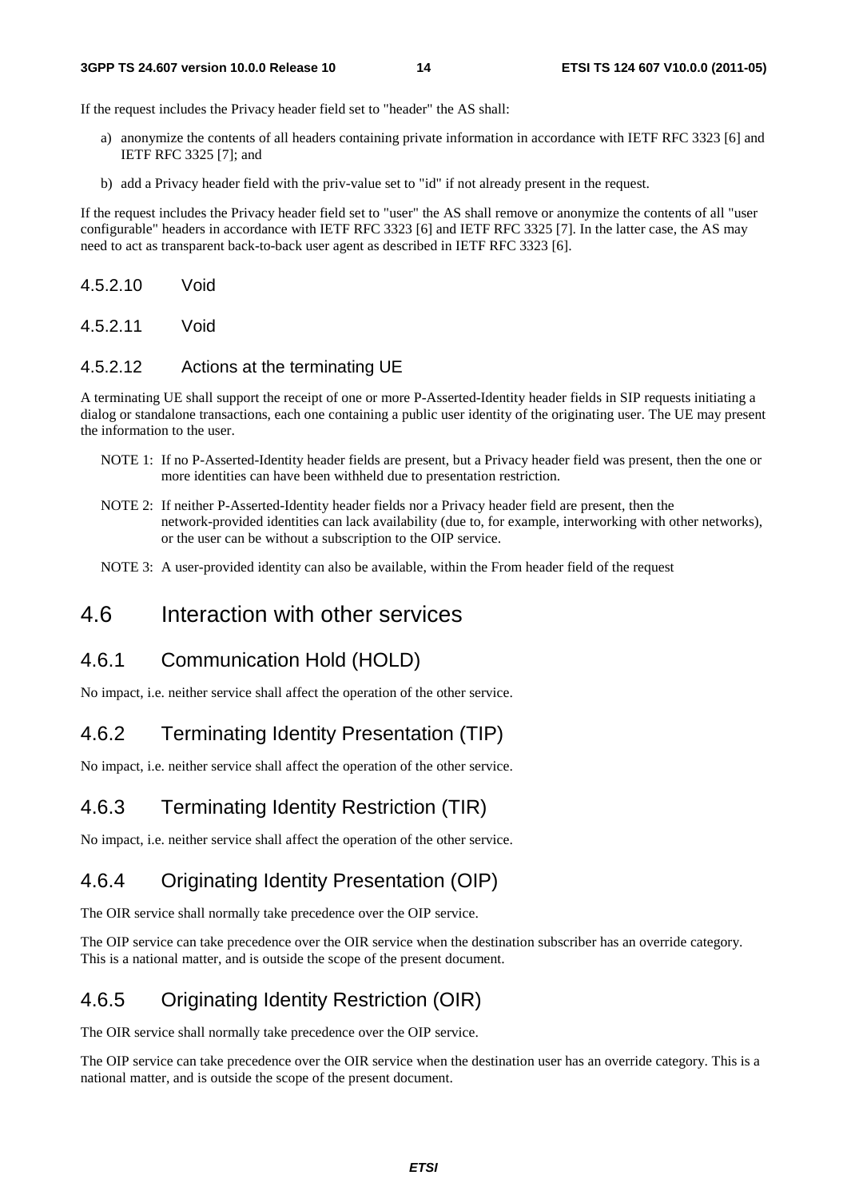If the request includes the Privacy header field set to "header" the AS shall:

a) anonymize the contents of all headers containing private information in accordance with IETF RFC 3323 [6] and IETF RFC 3325 [7]; and

b) add a Privacy header field with the priv-value set to "id" if not already present in the request.

If the request includes the Privacy header field set to "user" the AS shall remove or anonymize the contents of all "user configurable" headers in accordance with IETF RFC 3323 [6] and IETF RFC 3325 [7]. In the latter case, the AS may need to act as transparent back-to-back user agent as described in IETF RFC 3323 [6].

#### 4.5.2.10 Void

#### 4.5.2.11 Void

#### 4.5.2.12 Actions at the terminating UE

A terminating UE shall support the receipt of one or more P-Asserted-Identity header fields in SIP requests initiating a dialog or standalone transactions, each one containing a public user identity of the originating user. The UE may present the information to the user.

NOTE 1: If no P-Asserted-Identity header fields are present, but a Privacy header field was present, then the one or more identities can have been withheld due to presentation restriction.

NOTE 2: If neither P-Asserted-Identity header fields nor a Privacy header field are present, then the network-provided identities can lack availability (due to, for example, interworking with other networks), or the user can be without a subscription to the OIP service.

NOTE 3: A user-provided identity can also be available, within the From header field of the request

## 4.6 Interaction with other services

### 4.6.1 Communication Hold (HOLD)

No impact, i.e. neither service shall affect the operation of the other service.

### 4.6.2 Terminating Identity Presentation (TIP)

No impact, i.e. neither service shall affect the operation of the other service.

### 4.6.3 Terminating Identity Restriction (TIR)

No impact, i.e. neither service shall affect the operation of the other service.

### 4.6.4 Originating Identity Presentation (OIP)

The OIR service shall normally take precedence over the OIP service.

The OIP service can take precedence over the OIR service when the destination subscriber has an override category. This is a national matter, and is outside the scope of the present document.

### 4.6.5 Originating Identity Restriction (OIR)

The OIR service shall normally take precedence over the OIP service.

The OIP service can take precedence over the OIR service when the destination user has an override category. This is a national matter, and is outside the scope of the present document.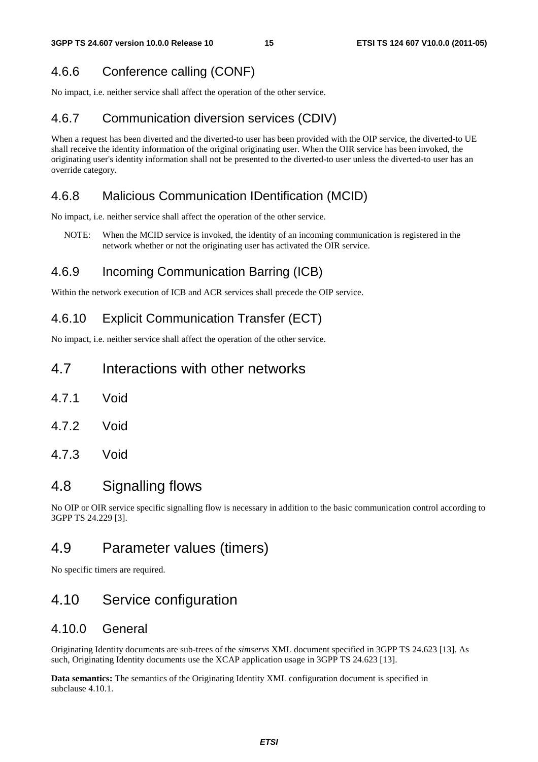### 4.6.6 Conference calling (CONF)

No impact, i.e. neither service shall affect the operation of the other service.

### 4.6.7 Communication diversion services (CDIV)

When a request has been diverted and the diverted-to user has been provided with the OIP service, the diverted-to UE shall receive the identity information of the original originating user. When the OIR service has been invoked, the originating user's identity information shall not be presented to the diverted-to user unless the diverted-to user has an override category.

### 4.6.8 Malicious Communication IDentification (MCID)

No impact, i.e. neither service shall affect the operation of the other service.

NOTE: When the MCID service is invoked, the identity of an incoming communication is registered in the network whether or not the originating user has activated the OIR service.

### 4.6.9 Incoming Communication Barring (ICB)

Within the network execution of ICB and ACR services shall precede the OIP service.

### 4.6.10 Explicit Communication Transfer (ECT)

No impact, i.e. neither service shall affect the operation of the other service.

## 4.7 Interactions with other networks

### 4.7.1 Void

### 4.7.2 Void

### 4.7.3 Void

## 4.8 Signalling flows

No OIP or OIR service specific signalling flow is necessary in addition to the basic communication control according to 3GPP TS 24.229 [3].

## 4.9 Parameter values (timers)

No specific timers are required.

## 4.10 Service configuration

### 4.10.0 General

Originating Identity documents are sub-trees of the *simservs* XML document specified in 3GPP TS 24.623 [13]. As such, Originating Identity documents use the XCAP application usage in 3GPP TS 24.623 [13].

**Data semantics:** The semantics of the Originating Identity XML configuration document is specified in subclause 4.10.1.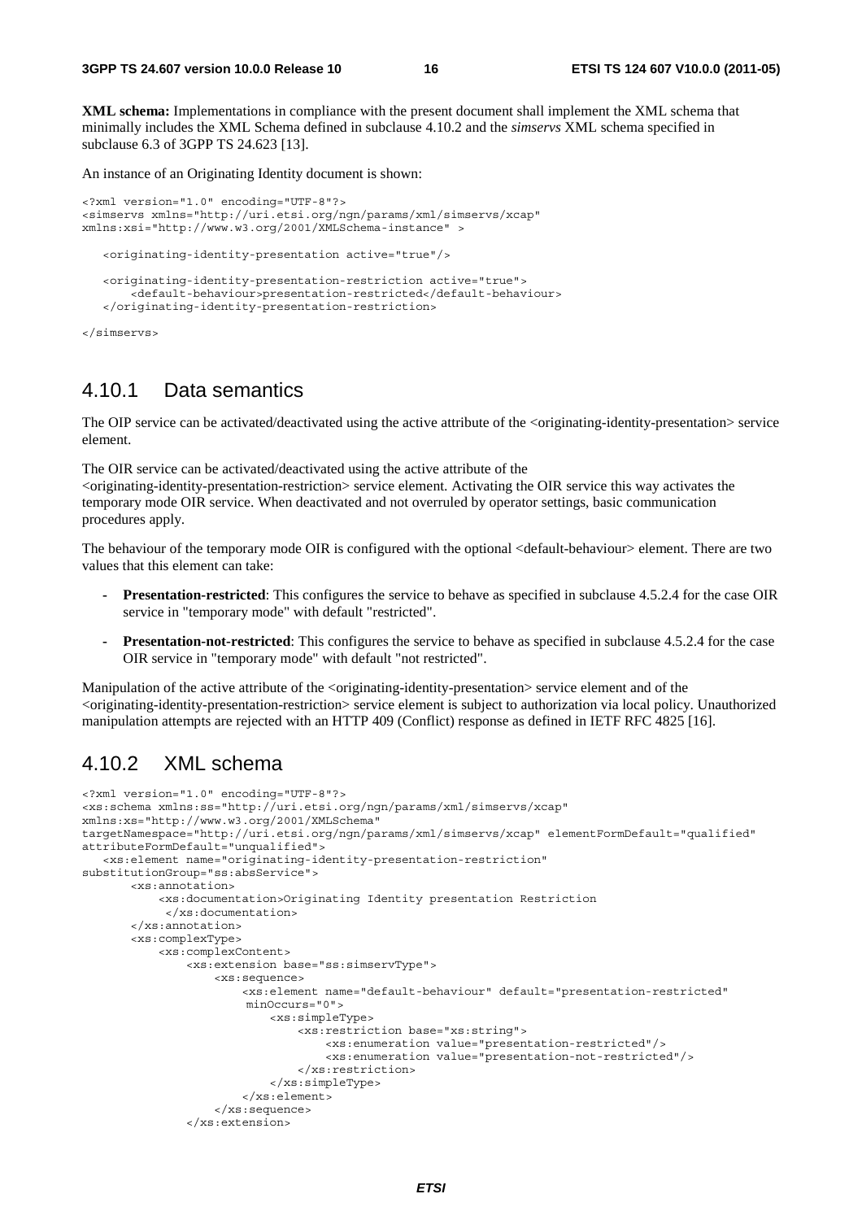**XML schema:** Implementations in compliance with the present document shall implement the XML schema that minimally includes the XML Schema defined in subclause 4.10.2 and the *simservs* XML schema specified in subclause 6.3 of 3GPP TS 24.623 [13].

An instance of an Originating Identity document is shown:

```
<?xml version="1.0" encoding="UTF-8"?>
<simservs xmlns="http://uri.etsi.org/ngn/params/xml/simservs/xcap"
xmlns:xsi="http://www.w3.org/2001/XMLSchema-instance" >

   <originating-identity-presentation active="true"/>

   <originating-identity-presentation-restriction active="true">
       <default-behaviour>presentation-restricted</default-behaviour>
   </originating-identity-presentation-restriction>

</simservs>
```

## 4.10.1 Data semantics

The OIP service can be activated/deactivated using the active attribute of the <originating-identity-presentation> service element.

The OIR service can be activated/deactivated using the active attribute of the <originating-identity-presentation-restriction> service element. Activating the OIR service this way activates the temporary mode OIR service. When deactivated and not overruled by operator settings, basic communication procedures apply.

The behaviour of the temporary mode OIR is configured with the optional <default-behaviour> element. There are two values that this element can take:

- **Presentation-restricted**: This configures the service to behave as specified in subclause 4.5.2.4 for the case OIR service in "temporary mode" with default "restricted".
- **Presentation-not-restricted**: This configures the service to behave as specified in subclause 4.5.2.4 for the case OIR service in "temporary mode" with default "not restricted".

Manipulation of the active attribute of the <originating-identity-presentation> service element and of the <originating-identity-presentation-restriction> service element is subject to authorization via local policy. Unauthorized manipulation attempts are rejected with an HTTP 409 (Conflict) response as defined in IETF RFC 4825 [16].

## 4.10.2 XML schema

```
<?xml version="1.0" encoding="UTF-8"?>
<xs:schema xmlns:ss="http://uri.etsi.org/ngn/params/xml/simservs/xcap"
xmlns:xs="http://www.w3.org/2001/XMLSchema"
targetNamespace="http://uri.etsi.org/ngn/params/xml/simservs/xcap" elementFormDefault="qualified"
attributeFormDefault="unqualified">
   <xs:element name="originating-identity-presentation-restriction"
substitutionGroup="ss:absService">
       <xs:annotation>
           <xs:documentation>Originating Identity presentation Restriction
            </xs:documentation>
       </xs:annotation>
       <xs:complexType>
           <xs:complexContent>
               <xs:extension base="ss:simservType">
                   <xs:sequence>
                       <xs:element name="default-behaviour" default="presentation-restricted"
                        minOccurs="0">
                           <xs:simpleType>
                               <xs:restriction base="xs:string">
                                   <xs:enumeration value="presentation-restricted"/>
                                   <xs:enumeration value="presentation-not-restricted"/>
                               </xs:restriction>
                           </xs:simpleType>
                       </xs:element>
                   </xs:sequence>
               </xs:extension>
```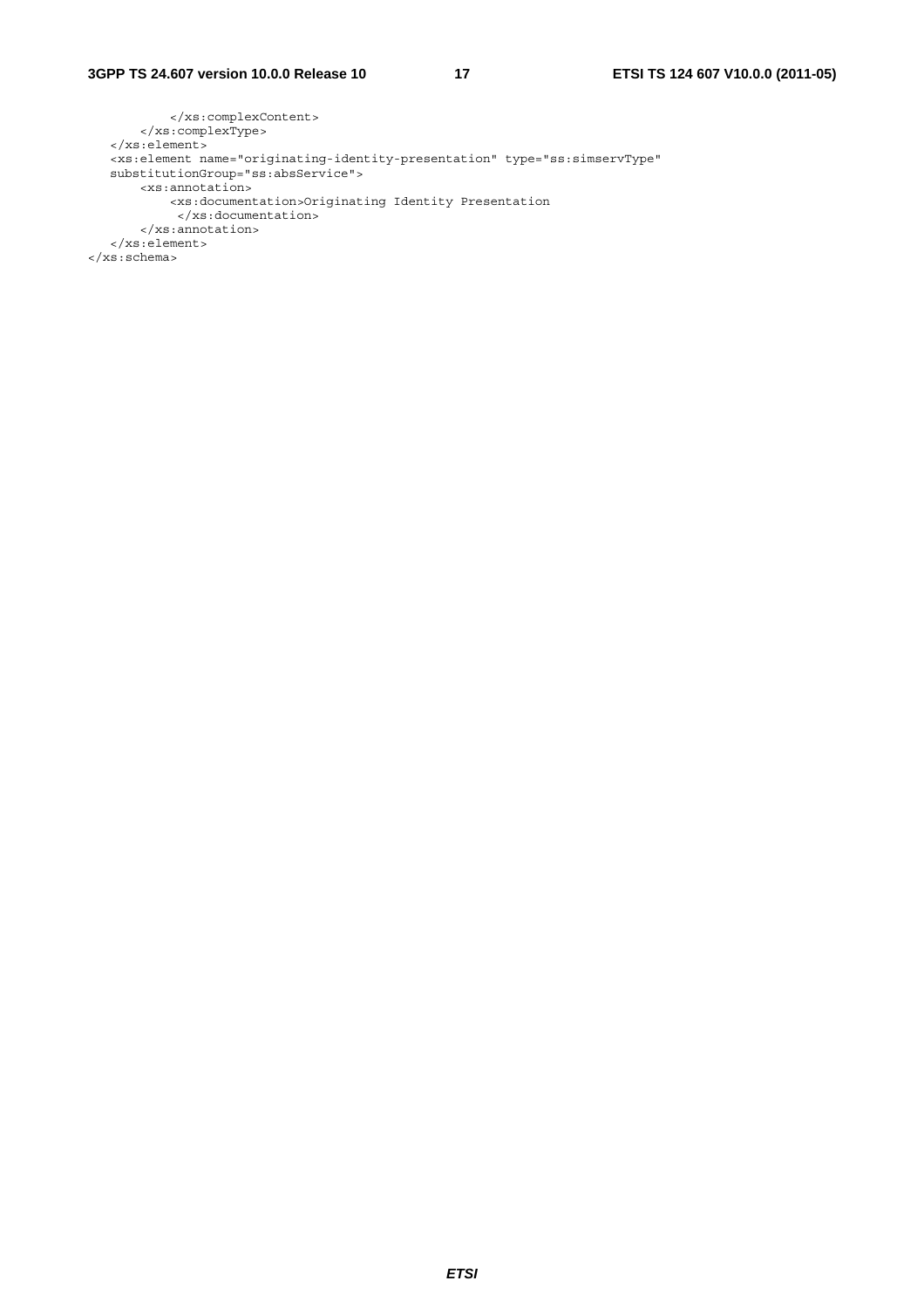```
            </xs:complexContent>
        </xs:complexType>
    </xs:element>
    <xs:element name="originating-identity-presentation" type="ss:simservType"
    substitutionGroup="ss:absService">
        <xs:annotation>
            <xs:documentation>Originating Identity Presentation
             </xs:documentation>
        </xs:annotation>
    </xs:element>
</xs:schema>
```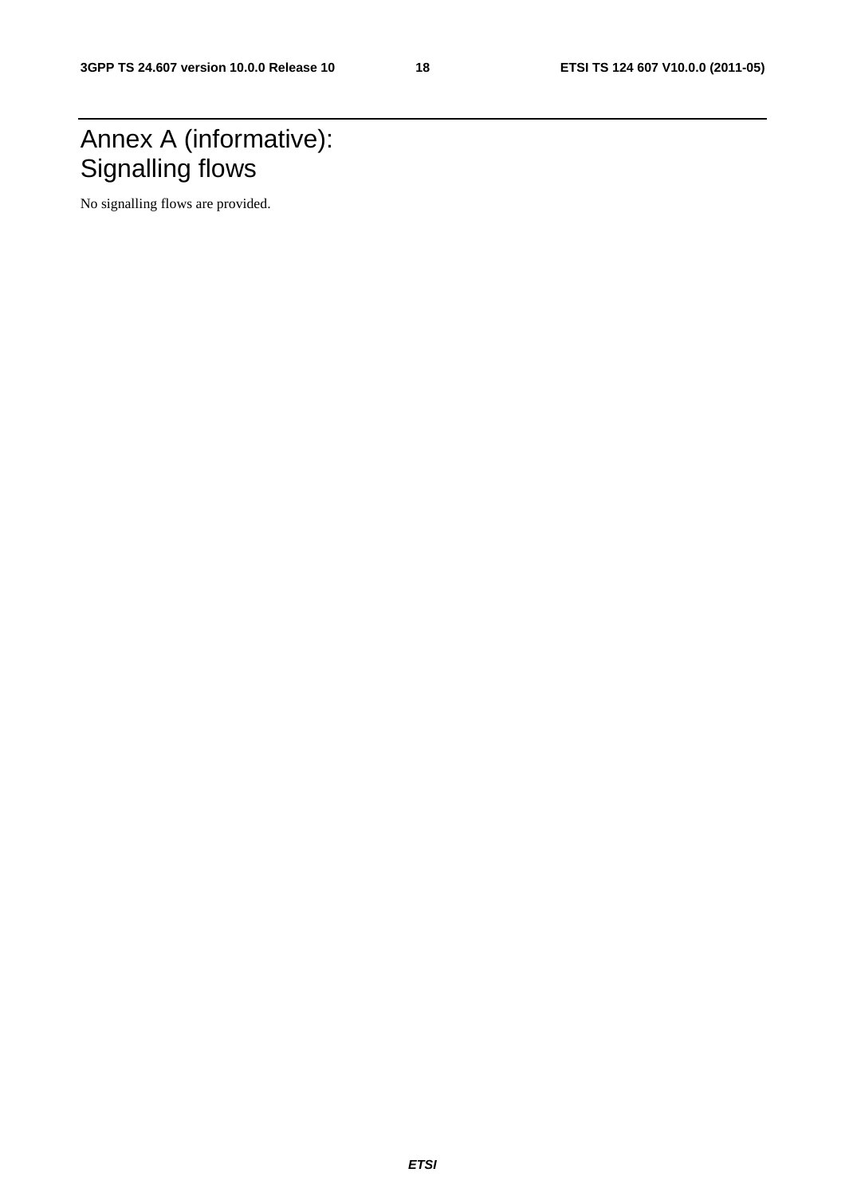# Annex A (informative): Signalling flows

No signalling flows are provided.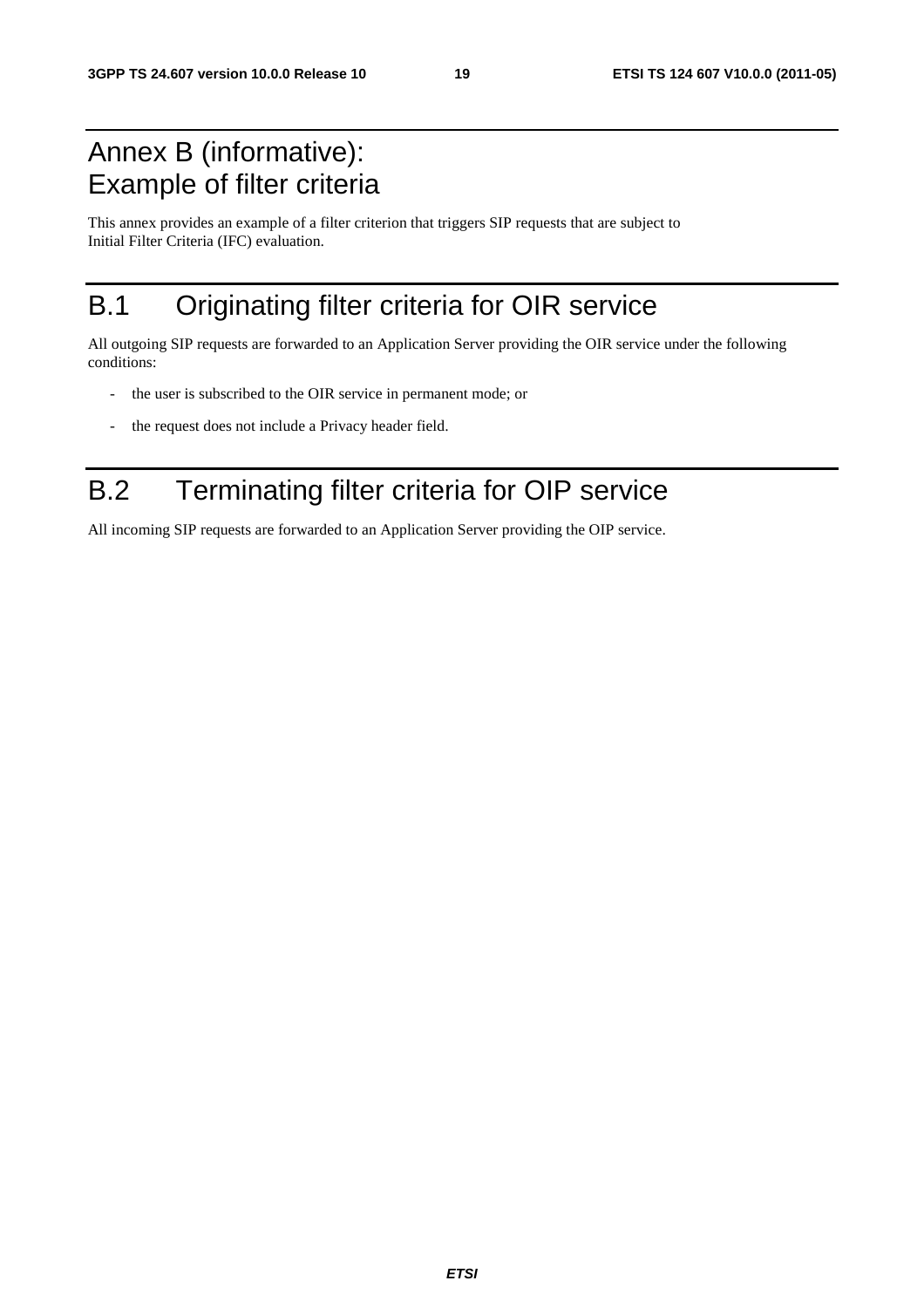# Annex B (informative): Example of filter criteria

This annex provides an example of a filter criterion that triggers SIP requests that are subject to Initial Filter Criteria (IFC) evaluation.

# B.1 Originating filter criteria for OIR service

All outgoing SIP requests are forwarded to an Application Server providing the OIR service under the following conditions:

- the user is subscribed to the OIR service in permanent mode; or
- the request does not include a Privacy header field.

# B.2 Terminating filter criteria for OIP service

All incoming SIP requests are forwarded to an Application Server providing the OIP service.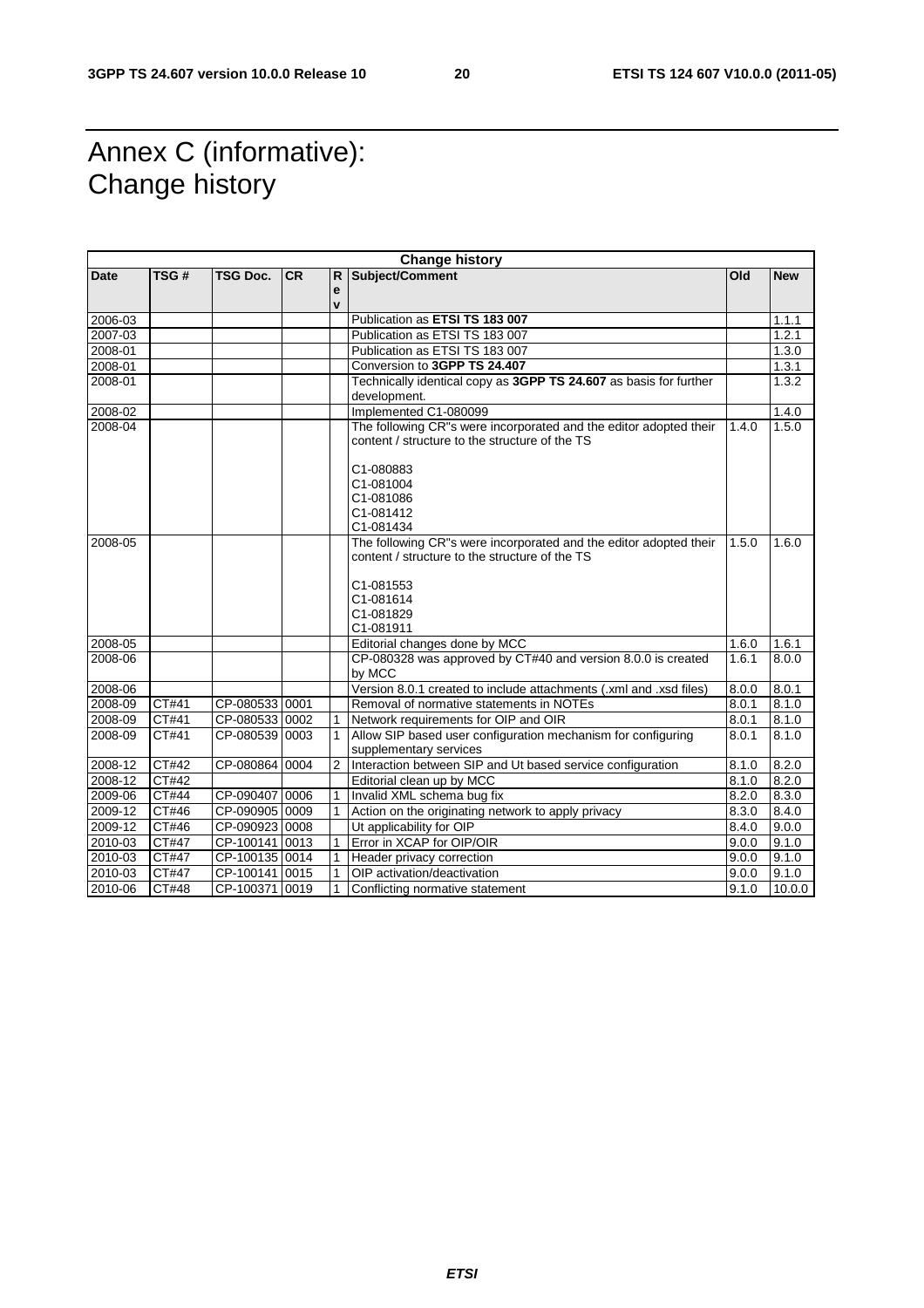# Annex C (informative): Change history

| Change history | | | | | | | |
|---|---|---|---|---|---|---|---|
| **Date** | **TSG #** | **TSG Doc.** | **CR** | **Rev** | **Subject/Comment** | **Old** | **New** |
| 2006-03 | | | | | Publication as **ETSI TS 183 007** | | 1.1.1 |
| 2007-03 | | | | | Publication as ETSI TS 183 007 | | 1.2.1 |
| 2008-01 | | | | | Publication as ETSI TS 183 007 | | 1.3.0 |
| 2008-01 | | | | | Conversion to **3GPP TS 24.407** | | 1.3.1 |
| 2008-01 | | | | | Technically identical copy as **3GPP TS 24.607** as basis for further development. | | 1.3.2 |
| 2008-02 | | | | | Implemented C1-080099 | | 1.4.0 |
| 2008-04 | | | | | The following CR"s were incorporated and the editor adopted their content / structure to the structure of the TS<br><br>C1-080883<br>C1-081004<br>C1-081086<br>C1-081412<br>C1-081434 | 1.4.0 | 1.5.0 |
| 2008-05 | | | | | The following CR"s were incorporated and the editor adopted their content / structure to the structure of the TS<br><br>C1-081553<br>C1-081614<br>C1-081829<br>C1-081911 | 1.5.0 | 1.6.0 |
| 2008-05 | | | | | Editorial changes done by MCC | 1.6.0 | 1.6.1 |
| 2008-06 | | | | | CP-080328 was approved by CT#40 and version 8.0.0 is created by MCC | 1.6.1 | 8.0.0 |
| 2008-06 | | | | | Version 8.0.1 created to include attachments (.xml and .xsd files) | 8.0.0 | 8.0.1 |
| 2008-09 | CT#41 | CP-080533 | 0001 | | Removal of normative statements in NOTEs | 8.0.1 | 8.1.0 |
| 2008-09 | CT#41 | CP-080533 | 0002 | 1 | Network requirements for OIP and OIR | 8.0.1 | 8.1.0 |
| 2008-09 | CT#41 | CP-080539 | 0003 | 1 | Allow SIP based user configuration mechanism for configuring supplementary services | 8.0.1 | 8.1.0 |
| 2008-12 | CT#42 | CP-080864 | 0004 | 2 | Interaction between SIP and Ut based service configuration | 8.1.0 | 8.2.0 |
| 2008-12 | CT#42 | | | | Editorial clean up by MCC | 8.1.0 | 8.2.0 |
| 2009-06 | CT#44 | CP-090407 | 0006 | 1 | Invalid XML schema bug fix | 8.2.0 | 8.3.0 |
| 2009-12 | CT#46 | CP-090905 | 0009 | 1 | Action on the originating network to apply privacy | 8.3.0 | 8.4.0 |
| 2009-12 | CT#46 | CP-090923 | 0008 | | Ut applicability for OIP | 8.4.0 | 9.0.0 |
| 2010-03 | CT#47 | CP-100141 | 0013 | 1 | Error in XCAP for OIP/OIR | 9.0.0 | 9.1.0 |
| 2010-03 | CT#47 | CP-100135 | 0014 | 1 | Header privacy correction | 9.0.0 | 9.1.0 |
| 2010-03 | CT#47 | CP-100141 | 0015 | 1 | OIP activation/deactivation | 9.0.0 | 9.1.0 |
| 2010-06 | CT#48 | CP-100371 | 0019 | 1 | Conflicting normative statement | 9.1.0 | 10.0.0 |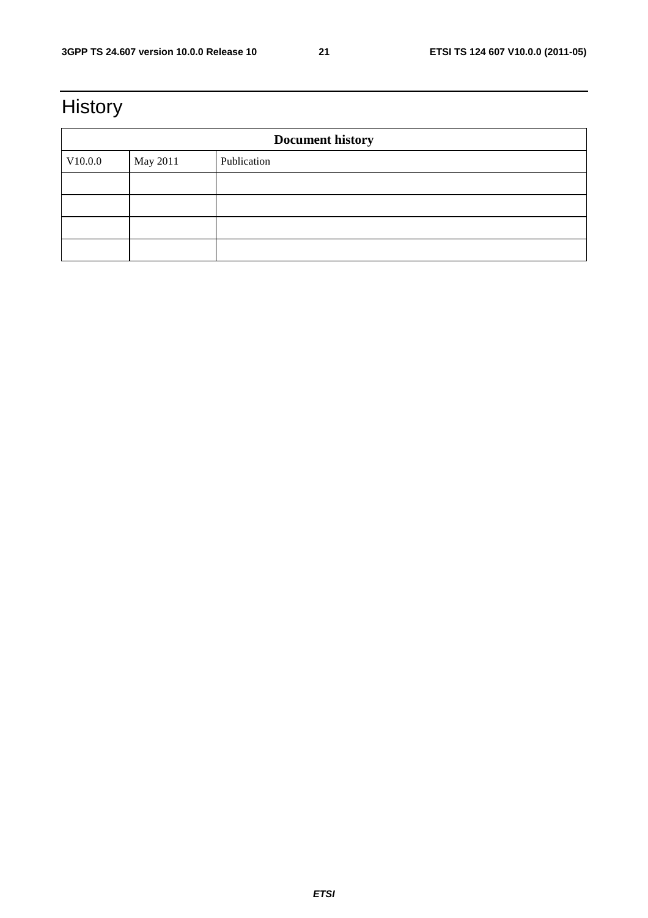# History

| Document history | | |
|---|---|---|
| V10.0.0 | May 2011 | Publication |
| | | |
| | | |
| | | |
| | | |